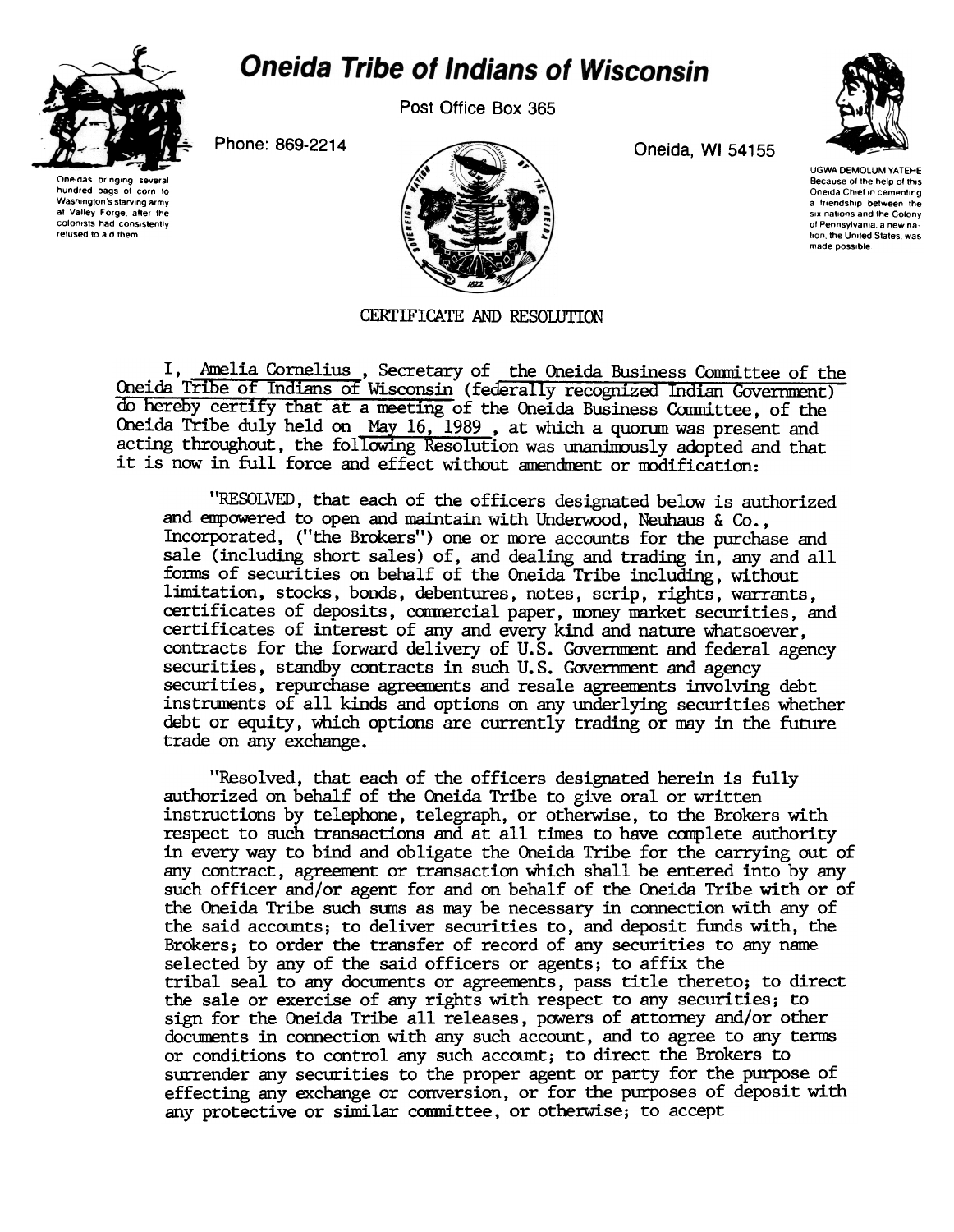# Oneida Tribe of Indians of Wisconsin

Post Office Box 365

Phone: 869-2214

Oneida, WI 54155

Oneidas bringing several hundred bags of corn to Washington's starving army at Valley Forge, after the colonists had consistently refused to aid them

UGWA DEMOLUM YATEHE
Because of the help of this Oneida Chief in cementing a friendship between the six nations and the Colony of Pennsylvania, a new nation, the United States, was made possible

## CERTIFICATE AND RESOLUTION

I, Amelia Cornelius, Secretary of the Oneida Business Committee of the Oneida Tribe of Indians of Wisconsin (federally recognized Indian Government) do hereby certify that at a meeting of the Oneida Business Committee, of the Oneida Tribe duly held on May 16, 1989, at which a quorum was present and acting throughout, the following Resolution was unanimously adopted and that it is now in full force and effect without amendment or modification:

"RESOLVED, that each of the officers designated below is authorized and empowered to open and maintain with Underwood, Neuhaus & Co., Incorporated, ("the Brokers") one or more accounts for the purchase and sale (including short sales) of, and dealing and trading in, any and all forms of securities on behalf of the Oneida Tribe including, without limitation, stocks, bonds, debentures, notes, scrip, rights, warrants, certificates of deposits, commercial paper, money market securities, and certificates of interest of any and every kind and nature whatsoever, contracts for the forward delivery of U.S. Government and federal agency securities, standby contracts in such U.S. Government and agency securities, repurchase agreements and resale agreements involving debt instruments of all kinds and options on any underlying securities whether debt or equity, which options are currently trading or may in the future trade on any exchange.

"Resolved, that each of the officers designated herein is fully authorized on behalf of the Oneida Tribe to give oral or written instructions by telephone, telegraph, or otherwise, to the Brokers with respect to such transactions and at all times to have complete authority in every way to bind and obligate the Oneida Tribe for the carrying out of any contract, agreement or transaction which shall be entered into by any such officer and/or agent for and on behalf of the Oneida Tribe with or of the Oneida Tribe such sums as may be necessary in connection with any of the said accounts; to deliver securities to, and deposit funds with, the Brokers; to order the transfer of record of any securities to any name selected by any of the said officers or agents; to affix the tribal seal to any documents or agreements, pass title thereto; to direct the sale or exercise of any rights with respect to any securities; to sign for the Oneida Tribe all releases, powers of attorney and/or other documents in connection with any such account, and to agree to any terms or conditions to control any such account; to direct the Brokers to surrender any securities to the proper agent or party for the purpose of effecting any exchange or conversion, or for the purposes of deposit with any protective or similar committee, or otherwise; to accept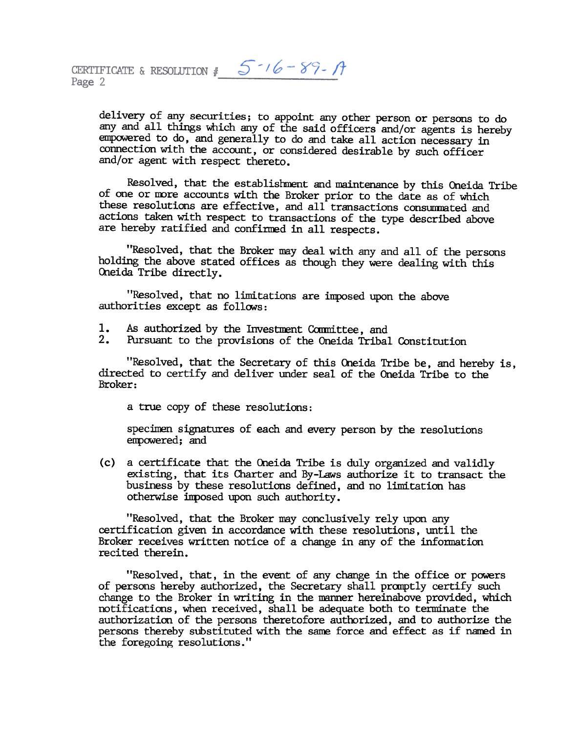CERTIFICATE & RESOLUTION # 5-16-89-A
Page 2

delivery of any securities; to appoint any other person or persons to do any and all things which any of the said officers and/or agents is hereby empowered to do, and generally to do and take all action necessary in connection with the account, or considered desirable by such officer and/or agent with respect thereto.

Resolved, that the establishment and maintenance by this Oneida Tribe of one or more accounts with the Broker prior to the date as of which these resolutions are effective, and all transactions consummated and actions taken with respect to transactions of the type described above are hereby ratified and confirmed in all respects.

"Resolved, that the Broker may deal with any and all of the persons holding the above stated offices as though they were dealing with this Oneida Tribe directly.

"Resolved, that no limitations are imposed upon the above authorities except as follows:

1. As authorized by the Investment Committee, and
2. Pursuant to the provisions of the Oneida Tribal Constitution

"Resolved, that the Secretary of this Oneida Tribe be, and hereby is, directed to certify and deliver under seal of the Oneida Tribe to the Broker:

a true copy of these resolutions:

specimen signatures of each and every person by the resolutions empowered; and

(c) a certificate that the Oneida Tribe is duly organized and validly existing, that its Charter and By-Laws authorize it to transact the business by these resolutions defined, and no limitation has otherwise imposed upon such authority.

"Resolved, that the Broker may conclusively rely upon any certification given in accordance with these resolutions, until the Broker receives written notice of a change in any of the information recited therein.

"Resolved, that, in the event of any change in the office or powers of persons hereby authorized, the Secretary shall promptly certify such change to the Broker in writing in the manner hereinabove provided, which notifications, when received, shall be adequate both to terminate the authorization of the persons theretofore authorized, and to authorize the persons thereby substituted with the same force and effect as if named in the foregoing resolutions."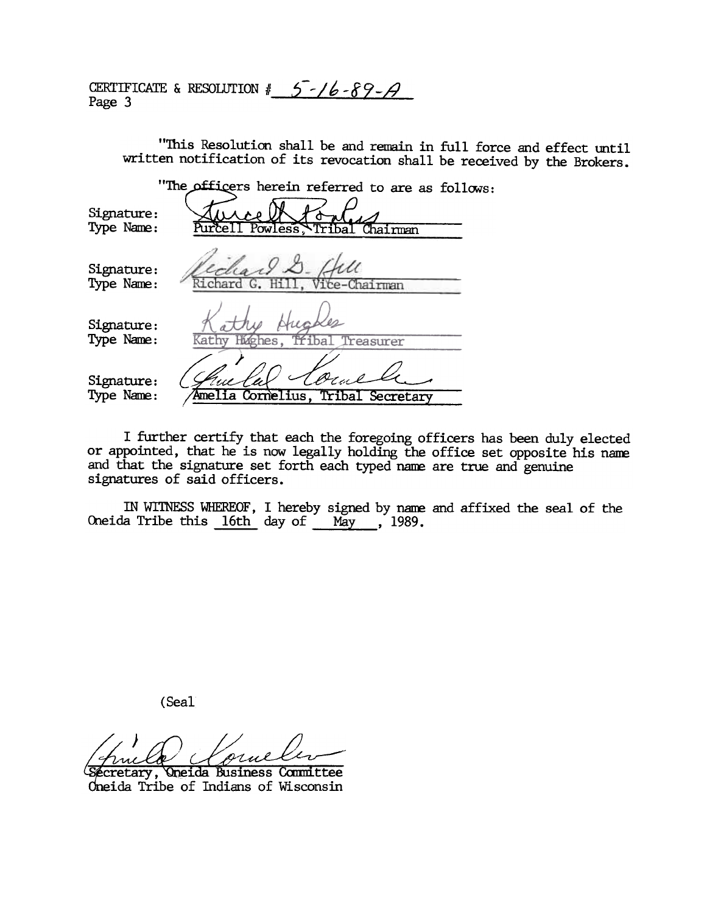CERTIFICATE & RESOLUTION # 5-16-89-A
Page 3

"This Resolution shall be and remain in full force and effect until written notification of its revocation shall be received by the Brokers.

"The officers herein referred to are as follows:

Signature:
Type Name: Purcell Powless, Tribal Chairman

Signature:
Type Name: Richard G. Hill, Vice-Chairman

Signature:
Type Name: Kathy Hughes, Tribal Treasurer

Signature:
Type Name: Amelia Cornelius, Tribal Secretary

I further certify that each the foregoing officers has been duly elected or appointed, that he is now legally holding the office set opposite his name and that the signature set forth each typed name are true and genuine signatures of said officers.

IN WITNESS WHEREOF, I hereby signed by name and affixed the seal of the Oneida Tribe this 16th day of May, 1989.

(Seal

Secretary, Oneida Business Committee
Oneida Tribe of Indians of Wisconsin